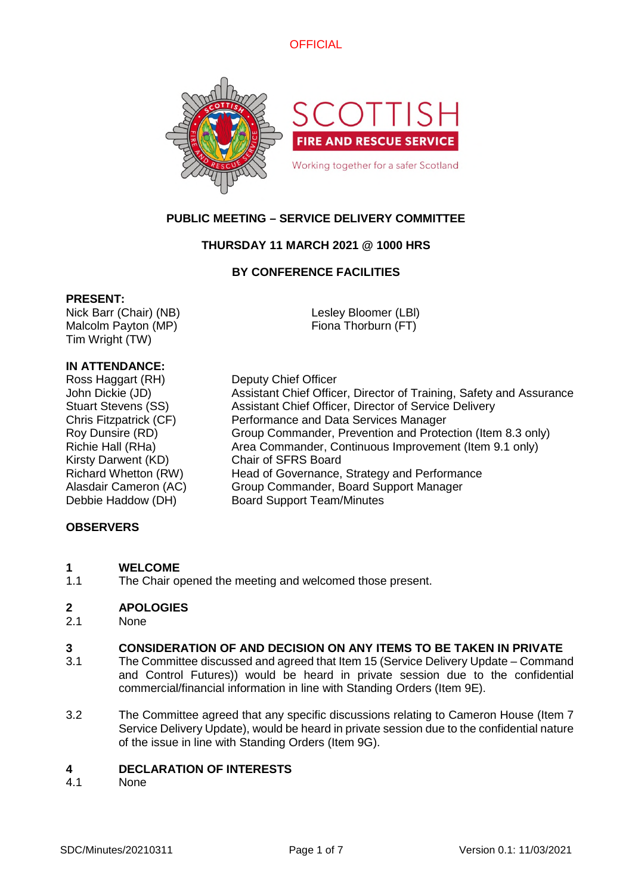OFFICIAL

SCOTTISH
FIRE AND RESCUE SERVICE
Working together for a safer Scotland

**PUBLIC MEETING – SERVICE DELIVERY COMMITTEE**

**THURSDAY 11 MARCH 2021 @ 1000 HRS**

**BY CONFERENCE FACILITIES**

**PRESENT:**

Nick Barr (Chair) (NB)
Malcolm Payton (MP)
Tim Wright (TW)
Lesley Bloomer (LBl)
Fiona Thorburn (FT)

**IN ATTENDANCE:**

| | |
|---|---|
| Ross Haggart (RH) | Deputy Chief Officer |
| John Dickie (JD) | Assistant Chief Officer, Director of Training, Safety and Assurance |
| Stuart Stevens (SS) | Assistant Chief Officer, Director of Service Delivery |
| Chris Fitzpatrick (CF) | Performance and Data Services Manager |
| Roy Dunsire (RD) | Group Commander, Prevention and Protection (Item 8.3 only) |
| Richie Hall (RHa) | Area Commander, Continuous Improvement (Item 9.1 only) |
| Kirsty Darwent (KD) | Chair of SFRS Board |
| Richard Whetton (RW) | Head of Governance, Strategy and Performance |
| Alasdair Cameron (AC) | Group Commander, Board Support Manager |
| Debbie Haddow (DH) | Board Support Team/Minutes |

**OBSERVERS**

## 1 WELCOME

1.1 The Chair opened the meeting and welcomed those present.

## 2 APOLOGIES

2.1 None

## 3 CONSIDERATION OF AND DECISION ON ANY ITEMS TO BE TAKEN IN PRIVATE

3.1 The Committee discussed and agreed that Item 15 (Service Delivery Update – Command and Control Futures)) would be heard in private session due to the confidential commercial/financial information in line with Standing Orders (Item 9E).

3.2 The Committee agreed that any specific discussions relating to Cameron House (Item 7 Service Delivery Update), would be heard in private session due to the confidential nature of the issue in line with Standing Orders (Item 9G).

## 4 DECLARATION OF INTERESTS

4.1 None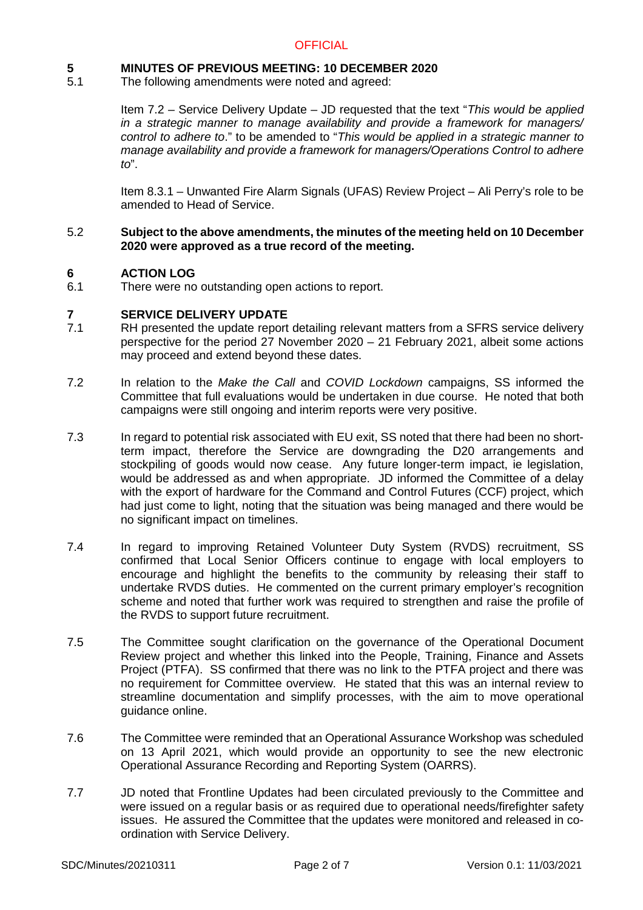## 5 MINUTES OF PREVIOUS MEETING: 10 DECEMBER 2020

5.1 The following amendments were noted and agreed:

Item 7.2 – Service Delivery Update – JD requested that the text "*This would be applied in a strategic manner to manage availability and provide a framework for managers/ control to adhere to*." to be amended to "*This would be applied in a strategic manner to manage availability and provide a framework for managers/Operations Control to adhere to*".

Item 8.3.1 – Unwanted Fire Alarm Signals (UFAS) Review Project – Ali Perry's role to be amended to Head of Service.

5.2 **Subject to the above amendments, the minutes of the meeting held on 10 December 2020 were approved as a true record of the meeting.**

## 6 ACTION LOG

6.1 There were no outstanding open actions to report.

## 7 SERVICE DELIVERY UPDATE

7.1 RH presented the update report detailing relevant matters from a SFRS service delivery perspective for the period 27 November 2020 – 21 February 2021, albeit some actions may proceed and extend beyond these dates.

7.2 In relation to the *Make the Call* and *COVID Lockdown* campaigns, SS informed the Committee that full evaluations would be undertaken in due course. He noted that both campaigns were still ongoing and interim reports were very positive.

7.3 In regard to potential risk associated with EU exit, SS noted that there had been no short-term impact, therefore the Service are downgrading the D20 arrangements and stockpiling of goods would now cease. Any future longer-term impact, ie legislation, would be addressed as and when appropriate. JD informed the Committee of a delay with the export of hardware for the Command and Control Futures (CCF) project, which had just come to light, noting that the situation was being managed and there would be no significant impact on timelines.

7.4 In regard to improving Retained Volunteer Duty System (RVDS) recruitment, SS confirmed that Local Senior Officers continue to engage with local employers to encourage and highlight the benefits to the community by releasing their staff to undertake RVDS duties. He commented on the current primary employer's recognition scheme and noted that further work was required to strengthen and raise the profile of the RVDS to support future recruitment.

7.5 The Committee sought clarification on the governance of the Operational Document Review project and whether this linked into the People, Training, Finance and Assets Project (PTFA). SS confirmed that there was no link to the PTFA project and there was no requirement for Committee overview. He stated that this was an internal review to streamline documentation and simplify processes, with the aim to move operational guidance online.

7.6 The Committee were reminded that an Operational Assurance Workshop was scheduled on 13 April 2021, which would provide an opportunity to see the new electronic Operational Assurance Recording and Reporting System (OARRS).

7.7 JD noted that Frontline Updates had been circulated previously to the Committee and were issued on a regular basis or as required due to operational needs/firefighter safety issues. He assured the Committee that the updates were monitored and released in co-ordination with Service Delivery.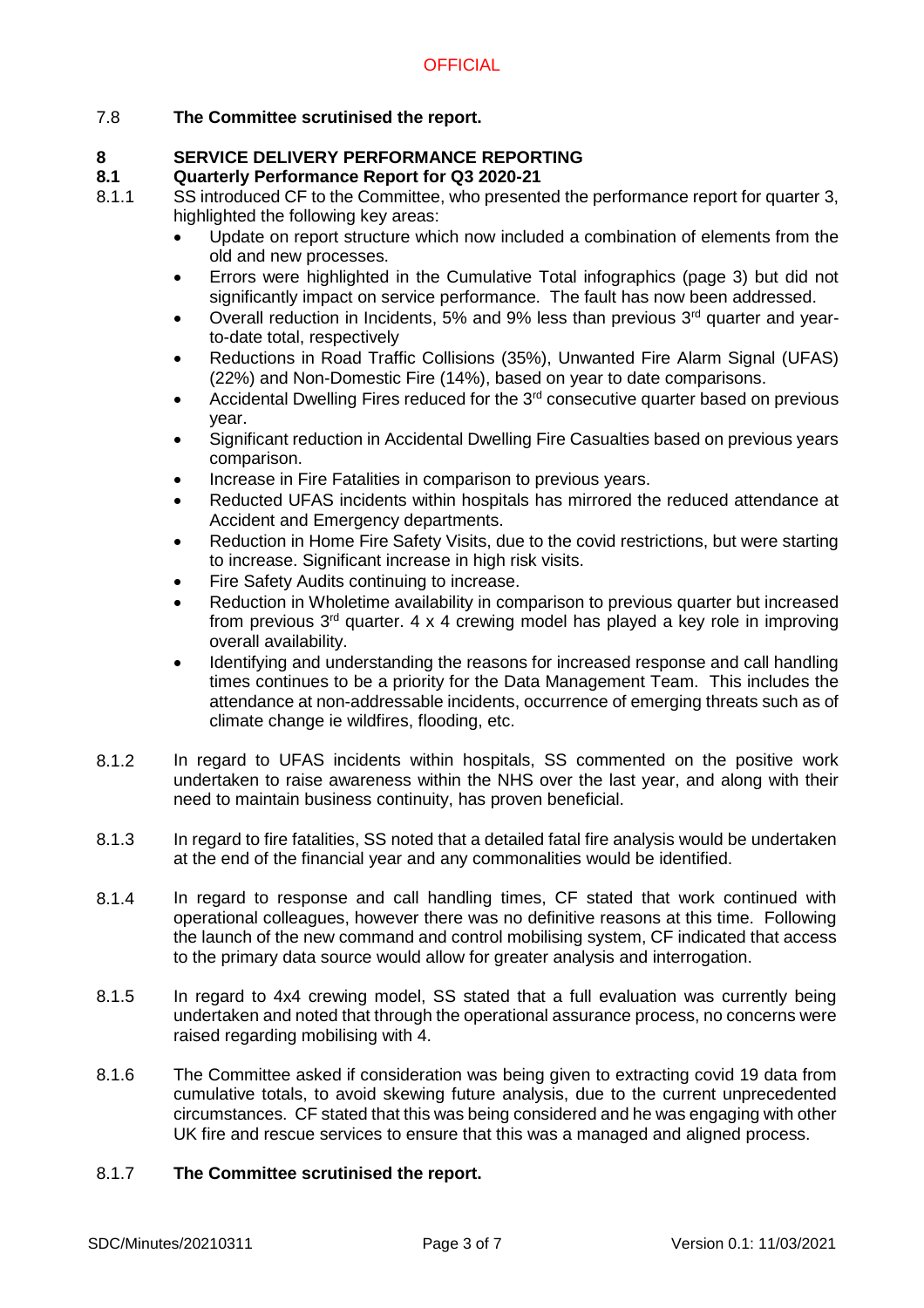7.8 **The Committee scrutinised the report.**

## 8 SERVICE DELIVERY PERFORMANCE REPORTING

### 8.1 Quarterly Performance Report for Q3 2020-21

8.1.1 SS introduced CF to the Committee, who presented the performance report for quarter 3, highlighted the following key areas:

- Update on report structure which now included a combination of elements from the old and new processes.
- Errors were highlighted in the Cumulative Total infographics (page 3) but did not significantly impact on service performance. The fault has now been addressed.
- Overall reduction in Incidents, 5% and 9% less than previous 3rd quarter and year-to-date total, respectively
- Reductions in Road Traffic Collisions (35%), Unwanted Fire Alarm Signal (UFAS) (22%) and Non-Domestic Fire (14%), based on year to date comparisons.
- Accidental Dwelling Fires reduced for the 3rd consecutive quarter based on previous year.
- Significant reduction in Accidental Dwelling Fire Casualties based on previous years comparison.
- Increase in Fire Fatalities in comparison to previous years.
- Reducted UFAS incidents within hospitals has mirrored the reduced attendance at Accident and Emergency departments.
- Reduction in Home Fire Safety Visits, due to the covid restrictions, but were starting to increase. Significant increase in high risk visits.
- Fire Safety Audits continuing to increase.
- Reduction in Wholetime availability in comparison to previous quarter but increased from previous 3rd quarter. 4 x 4 crewing model has played a key role in improving overall availability.
- Identifying and understanding the reasons for increased response and call handling times continues to be a priority for the Data Management Team. This includes the attendance at non-addressable incidents, occurrence of emerging threats such as of climate change ie wildfires, flooding, etc.

8.1.2 In regard to UFAS incidents within hospitals, SS commented on the positive work undertaken to raise awareness within the NHS over the last year, and along with their need to maintain business continuity, has proven beneficial.

8.1.3 In regard to fire fatalities, SS noted that a detailed fatal fire analysis would be undertaken at the end of the financial year and any commonalities would be identified.

8.1.4 In regard to response and call handling times, CF stated that work continued with operational colleagues, however there was no definitive reasons at this time. Following the launch of the new command and control mobilising system, CF indicated that access to the primary data source would allow for greater analysis and interrogation.

8.1.5 In regard to 4x4 crewing model, SS stated that a full evaluation was currently being undertaken and noted that through the operational assurance process, no concerns were raised regarding mobilising with 4.

8.1.6 The Committee asked if consideration was being given to extracting covid 19 data from cumulative totals, to avoid skewing future analysis, due to the current unprecedented circumstances. CF stated that this was being considered and he was engaging with other UK fire and rescue services to ensure that this was a managed and aligned process.

8.1.7 **The Committee scrutinised the report.**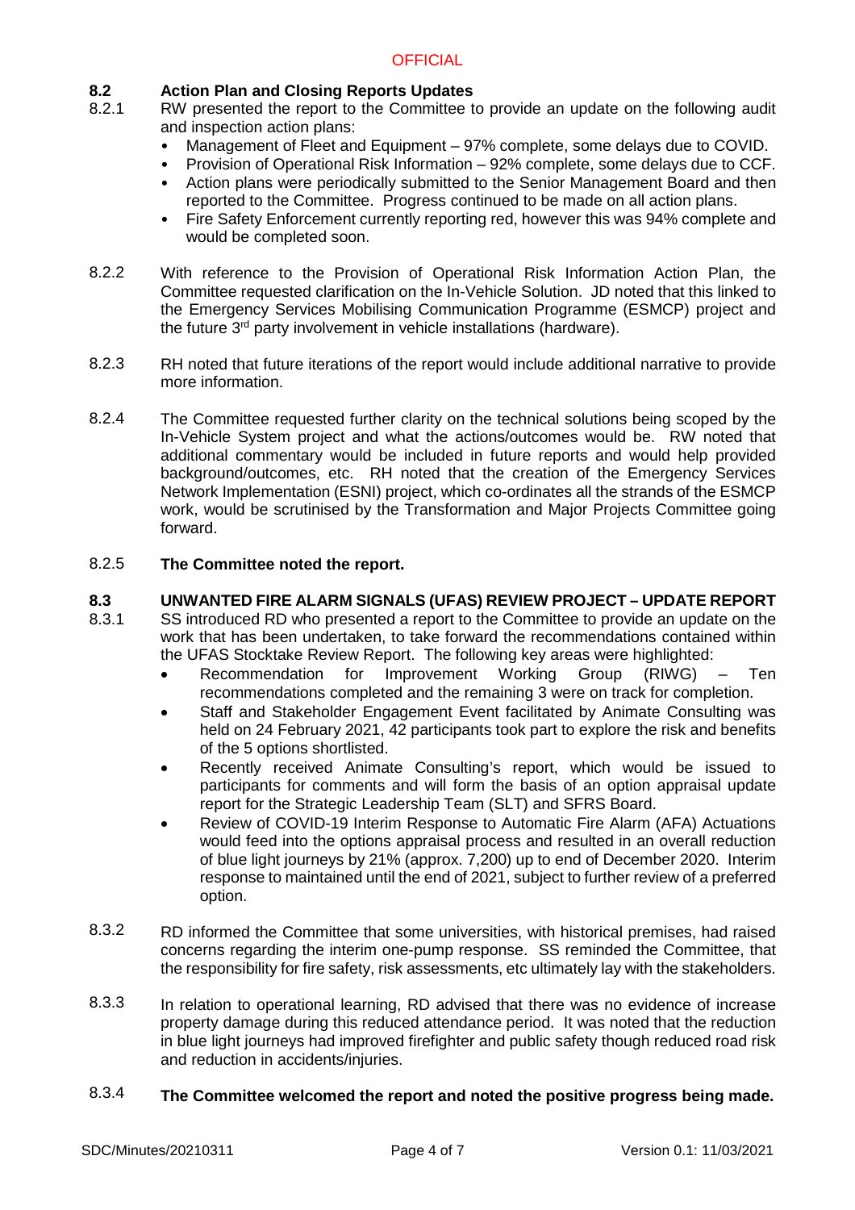**8.2 Action Plan and Closing Reports Updates**

8.2.1 RW presented the report to the Committee to provide an update on the following audit and inspection action plans:

- Management of Fleet and Equipment – 97% complete, some delays due to COVID.
- Provision of Operational Risk Information – 92% complete, some delays due to CCF.
- Action plans were periodically submitted to the Senior Management Board and then reported to the Committee. Progress continued to be made on all action plans.
- Fire Safety Enforcement currently reporting red, however this was 94% complete and would be completed soon.

8.2.2 With reference to the Provision of Operational Risk Information Action Plan, the Committee requested clarification on the In-Vehicle Solution. JD noted that this linked to the Emergency Services Mobilising Communication Programme (ESMCP) project and the future 3rd party involvement in vehicle installations (hardware).

8.2.3 RH noted that future iterations of the report would include additional narrative to provide more information.

8.2.4 The Committee requested further clarity on the technical solutions being scoped by the In-Vehicle System project and what the actions/outcomes would be. RW noted that additional commentary would be included in future reports and would help provided background/outcomes, etc. RH noted that the creation of the Emergency Services Network Implementation (ESNI) project, which co-ordinates all the strands of the ESMCP work, would be scrutinised by the Transformation and Major Projects Committee going forward.

8.2.5 **The Committee noted the report.**

**8.3 UNWANTED FIRE ALARM SIGNALS (UFAS) REVIEW PROJECT – UPDATE REPORT**

8.3.1 SS introduced RD who presented a report to the Committee to provide an update on the work that has been undertaken, to take forward the recommendations contained within the UFAS Stocktake Review Report. The following key areas were highlighted:

- Recommendation for Improvement Working Group (RIWG) – Ten recommendations completed and the remaining 3 were on track for completion.
- Staff and Stakeholder Engagement Event facilitated by Animate Consulting was held on 24 February 2021, 42 participants took part to explore the risk and benefits of the 5 options shortlisted.
- Recently received Animate Consulting's report, which would be issued to participants for comments and will form the basis of an option appraisal update report for the Strategic Leadership Team (SLT) and SFRS Board.
- Review of COVID-19 Interim Response to Automatic Fire Alarm (AFA) Actuations would feed into the options appraisal process and resulted in an overall reduction of blue light journeys by 21% (approx. 7,200) up to end of December 2020. Interim response to maintained until the end of 2021, subject to further review of a preferred option.

8.3.2 RD informed the Committee that some universities, with historical premises, had raised concerns regarding the interim one-pump response. SS reminded the Committee, that the responsibility for fire safety, risk assessments, etc ultimately lay with the stakeholders.

8.3.3 In relation to operational learning, RD advised that there was no evidence of increase property damage during this reduced attendance period. It was noted that the reduction in blue light journeys had improved firefighter and public safety though reduced road risk and reduction in accidents/injuries.

8.3.4 **The Committee welcomed the report and noted the positive progress being made.**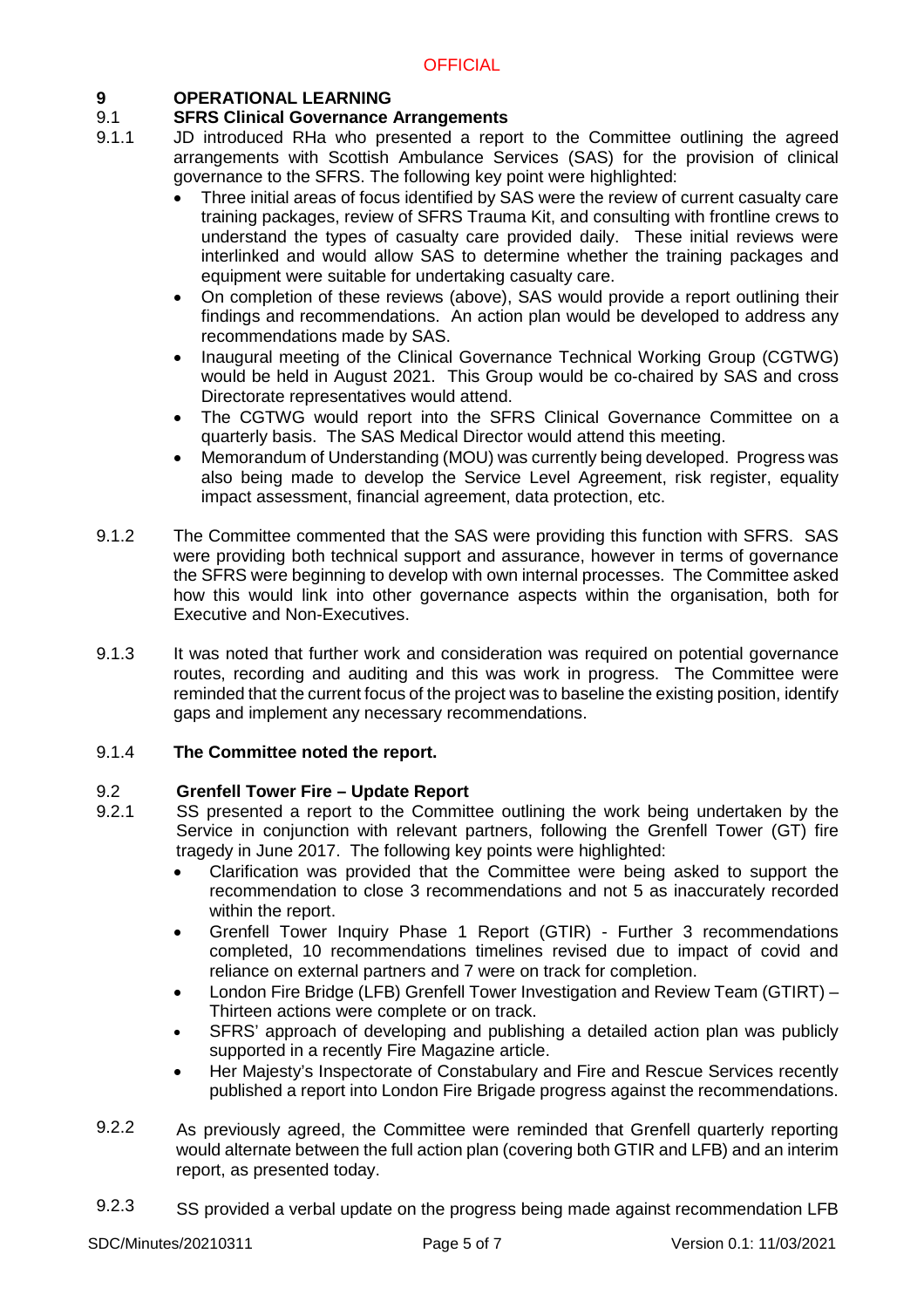## 9 OPERATIONAL LEARNING

### 9.1 SFRS Clinical Governance Arrangements

9.1.1 JD introduced RHa who presented a report to the Committee outlining the agreed arrangements with Scottish Ambulance Services (SAS) for the provision of clinical governance to the SFRS. The following key point were highlighted:

- Three initial areas of focus identified by SAS were the review of current casualty care training packages, review of SFRS Trauma Kit, and consulting with frontline crews to understand the types of casualty care provided daily. These initial reviews were interlinked and would allow SAS to determine whether the training packages and equipment were suitable for undertaking casualty care.
- On completion of these reviews (above), SAS would provide a report outlining their findings and recommendations. An action plan would be developed to address any recommendations made by SAS.
- Inaugural meeting of the Clinical Governance Technical Working Group (CGTWG) would be held in August 2021. This Group would be co-chaired by SAS and cross Directorate representatives would attend.
- The CGTWG would report into the SFRS Clinical Governance Committee on a quarterly basis. The SAS Medical Director would attend this meeting.
- Memorandum of Understanding (MOU) was currently being developed. Progress was also being made to develop the Service Level Agreement, risk register, equality impact assessment, financial agreement, data protection, etc.

9.1.2 The Committee commented that the SAS were providing this function with SFRS. SAS were providing both technical support and assurance, however in terms of governance the SFRS were beginning to develop with own internal processes. The Committee asked how this would link into other governance aspects within the organisation, both for Executive and Non-Executives.

9.1.3 It was noted that further work and consideration was required on potential governance routes, recording and auditing and this was work in progress. The Committee were reminded that the current focus of the project was to baseline the existing position, identify gaps and implement any necessary recommendations.

9.1.4 **The Committee noted the report.**

### 9.2 Grenfell Tower Fire – Update Report

9.2.1 SS presented a report to the Committee outlining the work being undertaken by the Service in conjunction with relevant partners, following the Grenfell Tower (GT) fire tragedy in June 2017. The following key points were highlighted:

- Clarification was provided that the Committee were being asked to support the recommendation to close 3 recommendations and not 5 as inaccurately recorded within the report.
- Grenfell Tower Inquiry Phase 1 Report (GTIR) - Further 3 recommendations completed, 10 recommendations timelines revised due to impact of covid and reliance on external partners and 7 were on track for completion.
- London Fire Bridge (LFB) Grenfell Tower Investigation and Review Team (GTIRT) – Thirteen actions were complete or on track.
- SFRS' approach of developing and publishing a detailed action plan was publicly supported in a recently Fire Magazine article.
- Her Majesty's Inspectorate of Constabulary and Fire and Rescue Services recently published a report into London Fire Brigade progress against the recommendations.

9.2.2 As previously agreed, the Committee were reminded that Grenfell quarterly reporting would alternate between the full action plan (covering both GTIR and LFB) and an interim report, as presented today.

9.2.3 SS provided a verbal update on the progress being made against recommendation LFB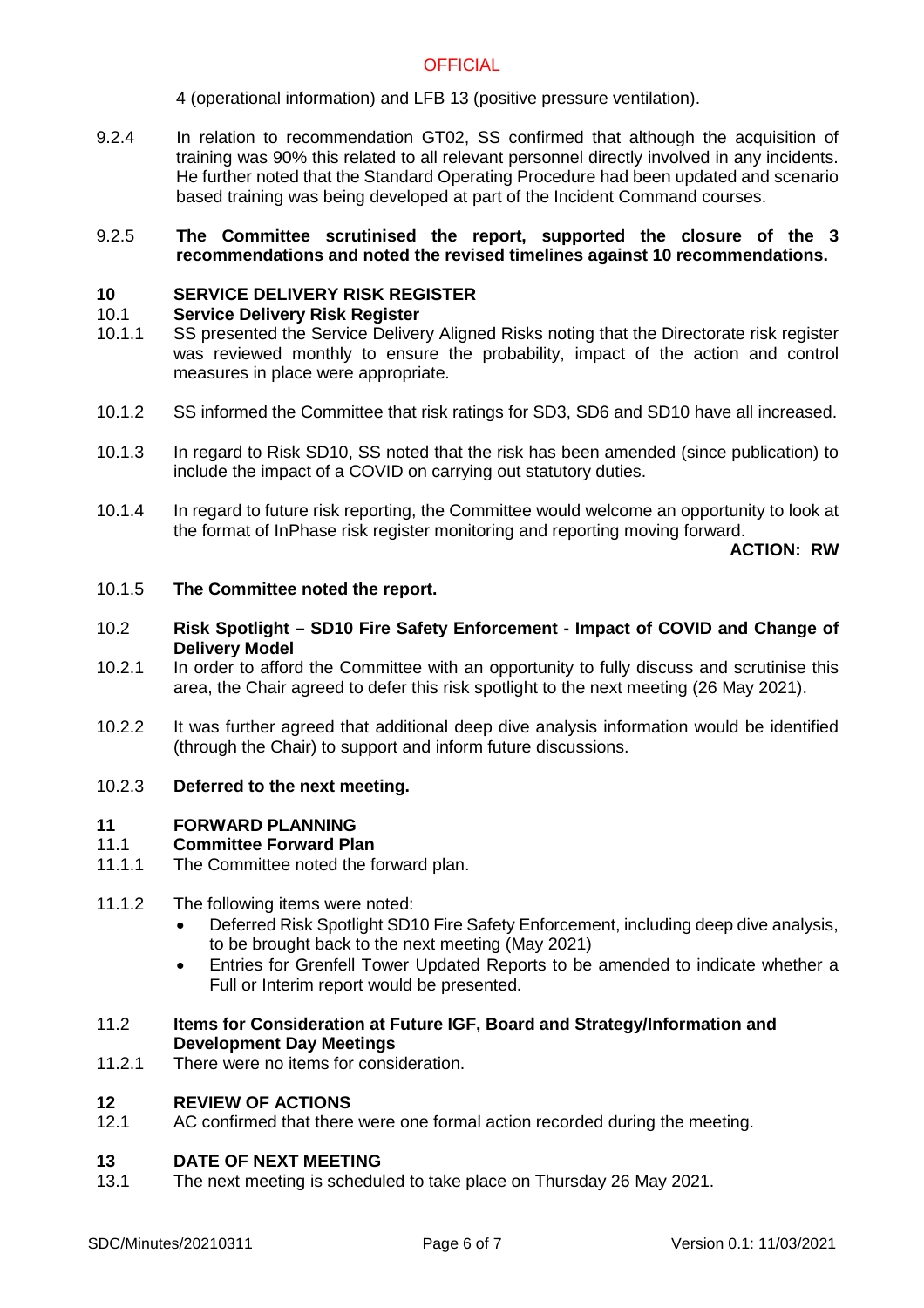4 (operational information) and LFB 13 (positive pressure ventilation).

9.2.4 In relation to recommendation GT02, SS confirmed that although the acquisition of training was 90% this related to all relevant personnel directly involved in any incidents. He further noted that the Standard Operating Procedure had been updated and scenario based training was being developed at part of the Incident Command courses.

9.2.5 **The Committee scrutinised the report, supported the closure of the 3 recommendations and noted the revised timelines against 10 recommendations.**

## 10 SERVICE DELIVERY RISK REGISTER

### 10.1 Service Delivery Risk Register

10.1.1 SS presented the Service Delivery Aligned Risks noting that the Directorate risk register was reviewed monthly to ensure the probability, impact of the action and control measures in place were appropriate.

10.1.2 SS informed the Committee that risk ratings for SD3, SD6 and SD10 have all increased.

10.1.3 In regard to Risk SD10, SS noted that the risk has been amended (since publication) to include the impact of a COVID on carrying out statutory duties.

10.1.4 In regard to future risk reporting, the Committee would welcome an opportunity to look at the format of InPhase risk register monitoring and reporting moving forward.

**ACTION: RW**

10.1.5 **The Committee noted the report.**

### 10.2 Risk Spotlight – SD10 Fire Safety Enforcement - Impact of COVID and Change of Delivery Model

10.2.1 In order to afford the Committee with an opportunity to fully discuss and scrutinise this area, the Chair agreed to defer this risk spotlight to the next meeting (26 May 2021).

10.2.2 It was further agreed that additional deep dive analysis information would be identified (through the Chair) to support and inform future discussions.

10.2.3 **Deferred to the next meeting.**

## 11 FORWARD PLANNING

### 11.1 Committee Forward Plan

11.1.1 The Committee noted the forward plan.

11.1.2 The following items were noted:

- Deferred Risk Spotlight SD10 Fire Safety Enforcement, including deep dive analysis, to be brought back to the next meeting (May 2021)
- Entries for Grenfell Tower Updated Reports to be amended to indicate whether a Full or Interim report would be presented.

### 11.2 Items for Consideration at Future IGF, Board and Strategy/Information and Development Day Meetings

11.2.1 There were no items for consideration.

## 12 REVIEW OF ACTIONS

12.1 AC confirmed that there were one formal action recorded during the meeting.

## 13 DATE OF NEXT MEETING

13.1 The next meeting is scheduled to take place on Thursday 26 May 2021.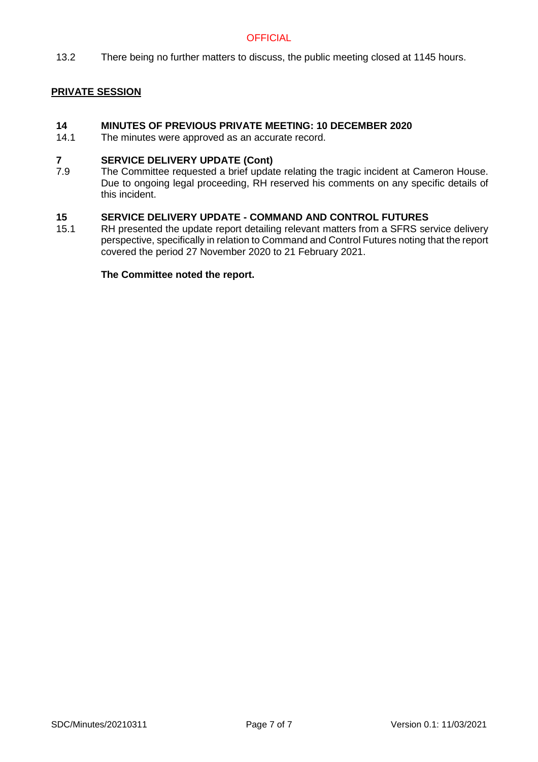13.2 There being no further matters to discuss, the public meeting closed at 1145 hours.

**PRIVATE SESSION**

**14 MINUTES OF PREVIOUS PRIVATE MEETING: 10 DECEMBER 2020**

14.1 The minutes were approved as an accurate record.

**7 SERVICE DELIVERY UPDATE (Cont)**

7.9 The Committee requested a brief update relating the tragic incident at Cameron House. Due to ongoing legal proceeding, RH reserved his comments on any specific details of this incident.

**15 SERVICE DELIVERY UPDATE - COMMAND AND CONTROL FUTURES**

15.1 RH presented the update report detailing relevant matters from a SFRS service delivery perspective, specifically in relation to Command and Control Futures noting that the report covered the period 27 November 2020 to 21 February 2021.

**The Committee noted the report.**